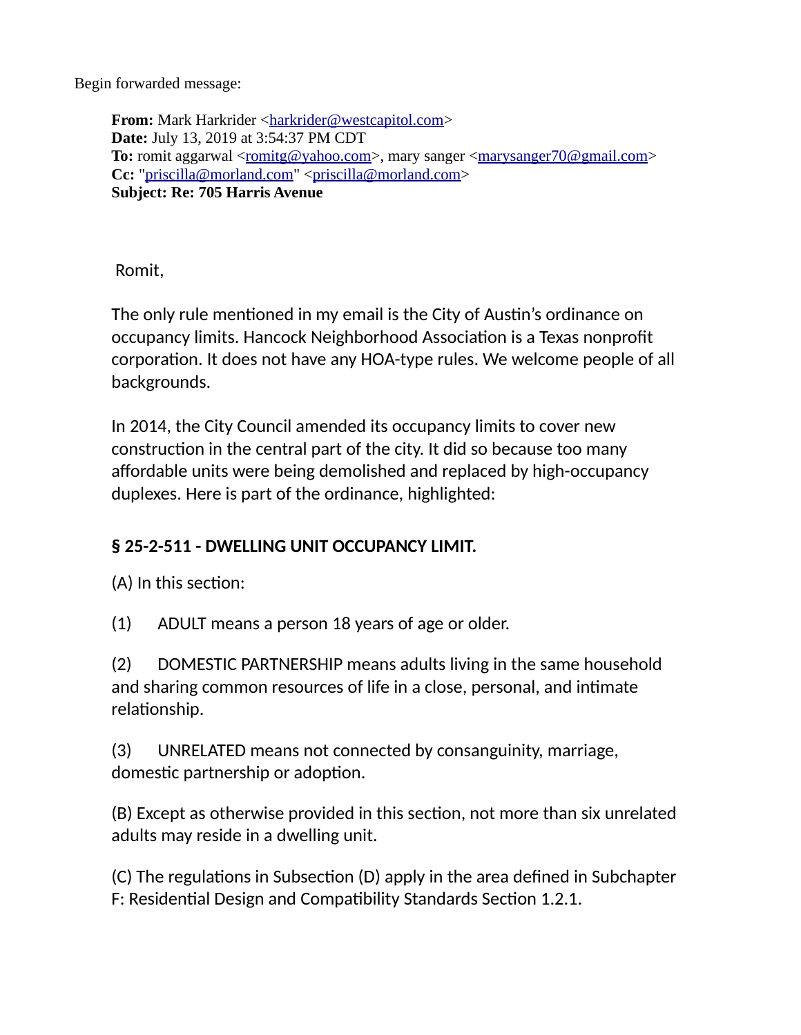Begin forwarded message:

**From:** Mark Harkrider <harkrider@westcapitol.com>
**Date:** July 13, 2019 at 3:54:37 PM CDT
**To:** romit aggarwal <romitg@yahoo.com>, mary sanger <marysanger70@gmail.com>
**Cc:** "priscilla@morland.com" <priscilla@morland.com>
**Subject: Re: 705 Harris Avenue**

Romit,

The only rule mentioned in my email is the City of Austin's ordinance on occupancy limits. Hancock Neighborhood Association is a Texas nonprofit corporation. It does not have any HOA-type rules. We welcome people of all backgrounds.

In 2014, the City Council amended its occupancy limits to cover new construction in the central part of the city. It did so because too many affordable units were being demolished and replaced by high-occupancy duplexes. Here is part of the ordinance, highlighted:

**§ 25-2-511 - DWELLING UNIT OCCUPANCY LIMIT.**

(A) In this section:

(1) ADULT means a person 18 years of age or older.

(2) DOMESTIC PARTNERSHIP means adults living in the same household and sharing common resources of life in a close, personal, and intimate relationship.

(3) UNRELATED means not connected by consanguinity, marriage, domestic partnership or adoption.

(B) Except as otherwise provided in this section, not more than six unrelated adults may reside in a dwelling unit.

(C) The regulations in Subsection (D) apply in the area defined in Subchapter F: Residential Design and Compatibility Standards Section 1.2.1.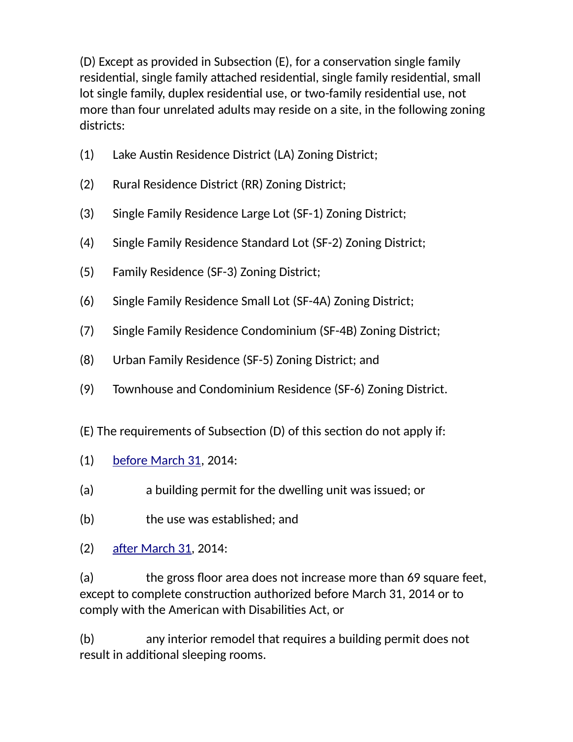(D) Except as provided in Subsection (E), for a conservation single family residential, single family attached residential, single family residential, small lot single family, duplex residential use, or two-family residential use, not more than four unrelated adults may reside on a site, in the following zoning districts:

(1) Lake Austin Residence District (LA) Zoning District;

(2) Rural Residence District (RR) Zoning District;

(3) Single Family Residence Large Lot (SF-1) Zoning District;

(4) Single Family Residence Standard Lot (SF-2) Zoning District;

(5) Family Residence (SF-3) Zoning District;

(6) Single Family Residence Small Lot (SF-4A) Zoning District;

(7) Single Family Residence Condominium (SF-4B) Zoning District;

(8) Urban Family Residence (SF-5) Zoning District; and

(9) Townhouse and Condominium Residence (SF-6) Zoning District.

(E) The requirements of Subsection (D) of this section do not apply if:

(1) before March 31, 2014:

(a) a building permit for the dwelling unit was issued; or

(b) the use was established; and

(2) after March 31, 2014:

(a) the gross floor area does not increase more than 69 square feet, except to complete construction authorized before March 31, 2014 or to comply with the American with Disabilities Act, or

(b) any interior remodel that requires a building permit does not result in additional sleeping rooms.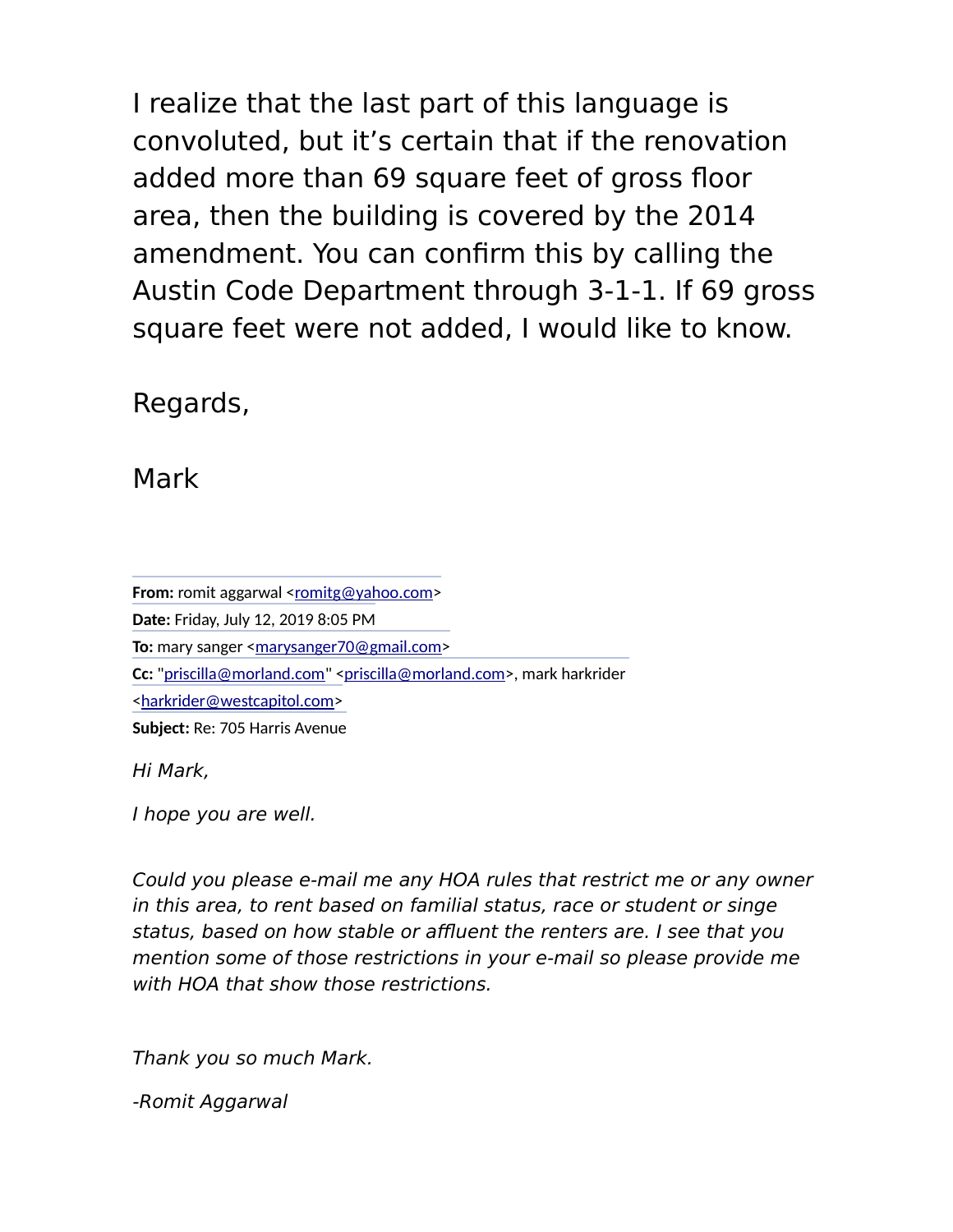I realize that the last part of this language is convoluted, but it's certain that if the renovation added more than 69 square feet of gross floor area, then the building is covered by the 2014 amendment. You can confirm this by calling the Austin Code Department through 3-1-1. If 69 gross square feet were not added, I would like to know.

Regards,

Mark

**From:** romit aggarwal <romitg@yahoo.com>
**Date:** Friday, July 12, 2019 8:05 PM
**To:** mary sanger <marysanger70@gmail.com>
**Cc:** "priscilla@morland.com" <priscilla@morland.com>, mark harkrider <harkrider@westcapitol.com>
**Subject:** Re: 705 Harris Avenue

*Hi Mark,*

*I hope you are well.*

*Could you please e-mail me any HOA rules that restrict me or any owner in this area, to rent based on familial status, race or student or singe status, based on how stable or affluent the renters are. I see that you mention some of those restrictions in your e-mail so please provide me with HOA that show those restrictions.*

*Thank you so much Mark.*

*-Romit Aggarwal*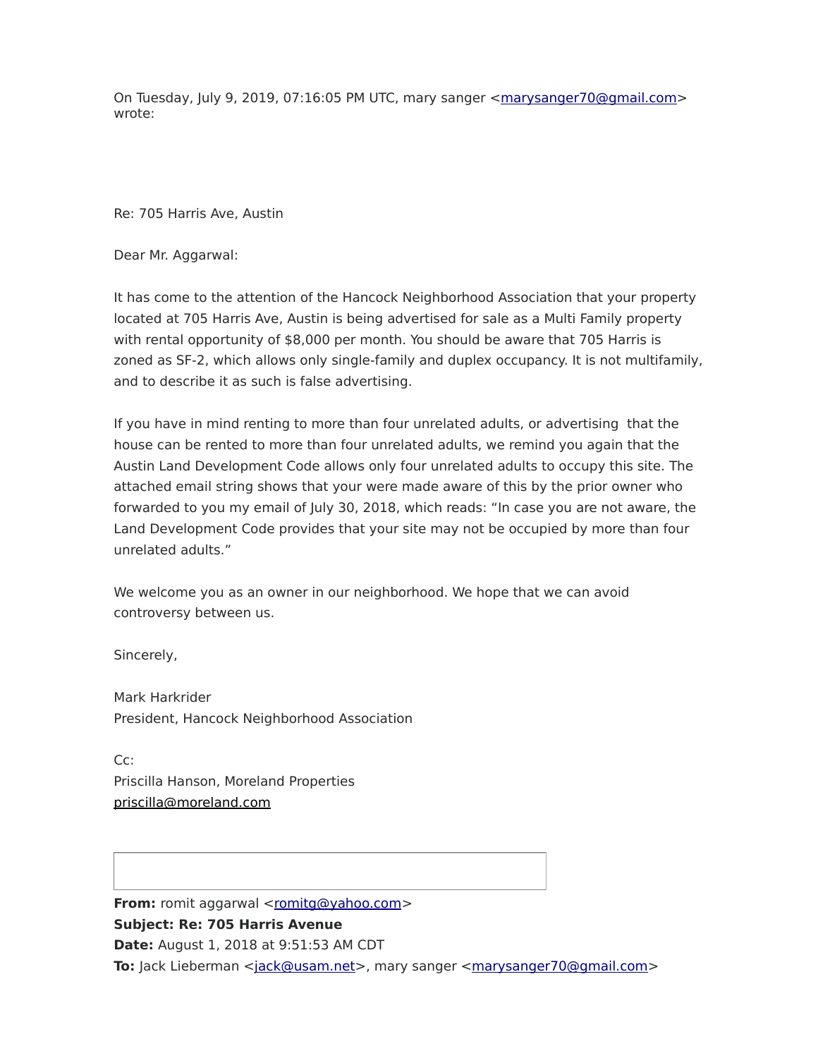On Tuesday, July 9, 2019, 07:16:05 PM UTC, mary sanger <marysanger70@gmail.com> wrote:

Re: 705 Harris Ave, Austin

Dear Mr. Aggarwal:

It has come to the attention of the Hancock Neighborhood Association that your property located at 705 Harris Ave, Austin is being advertised for sale as a Multi Family property with rental opportunity of $8,000 per month. You should be aware that 705 Harris is zoned as SF-2, which allows only single-family and duplex occupancy. It is not multifamily, and to describe it as such is false advertising.

If you have in mind renting to more than four unrelated adults, or advertising that the house can be rented to more than four unrelated adults, we remind you again that the Austin Land Development Code allows only four unrelated adults to occupy this site. The attached email string shows that your were made aware of this by the prior owner who forwarded to you my email of July 30, 2018, which reads: "In case you are not aware, the Land Development Code provides that your site may not be occupied by more than four unrelated adults."

We welcome you as an owner in our neighborhood. We hope that we can avoid controversy between us.

Sincerely,

Mark Harkrider
President, Hancock Neighborhood Association

Cc:
Priscilla Hanson, Moreland Properties
priscilla@moreland.com

---

**From:** romit aggarwal <romitg@yahoo.com>
**Subject: Re: 705 Harris Avenue**
**Date:** August 1, 2018 at 9:51:53 AM CDT
**To:** Jack Lieberman <jack@usam.net>, mary sanger <marysanger70@gmail.com>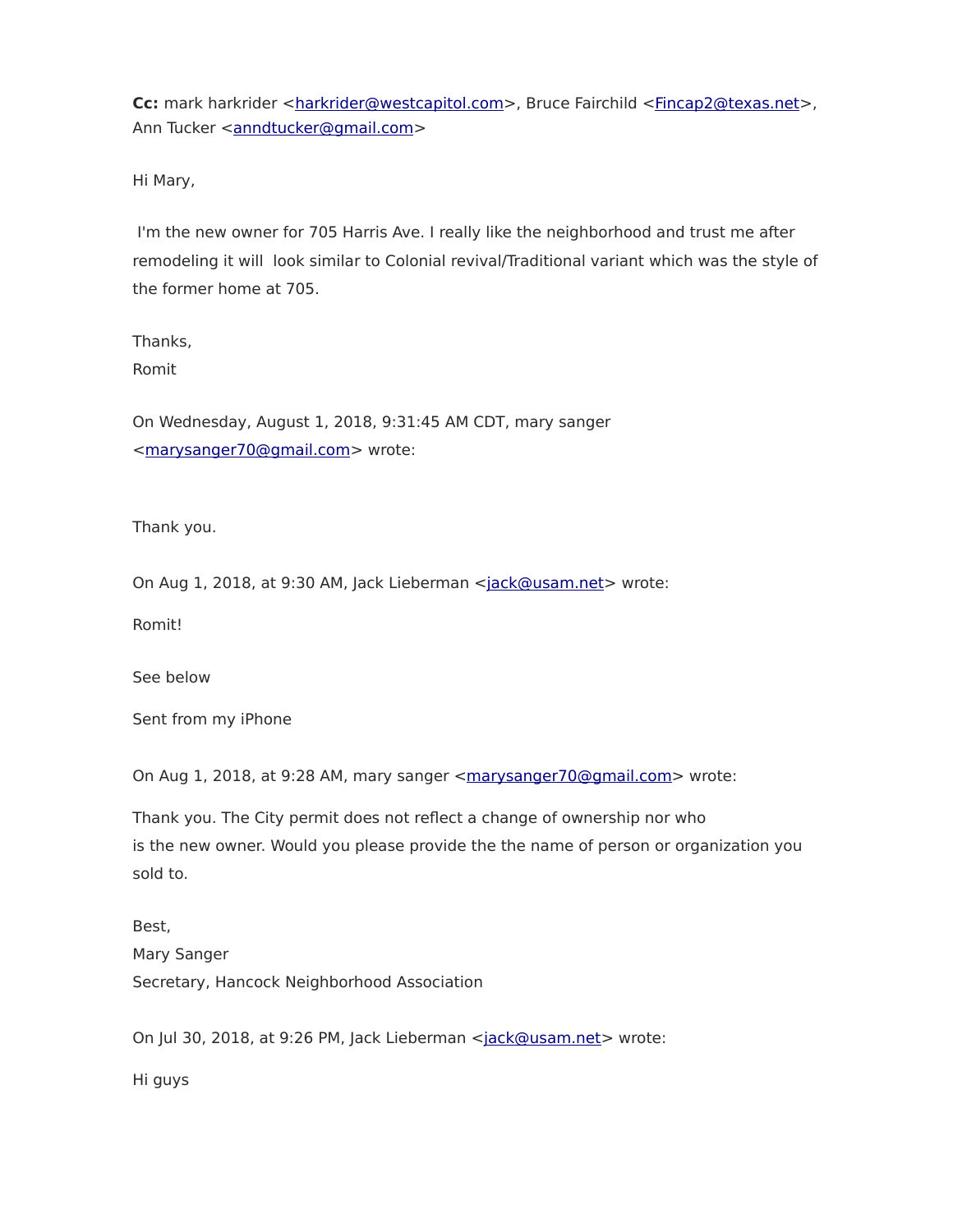**Cc:** mark harkrider <harkrider@westcapitol.com>, Bruce Fairchild <Fincap2@texas.net>, Ann Tucker <anndtucker@gmail.com>

Hi Mary,

I'm the new owner for 705 Harris Ave. I really like the neighborhood and trust me after remodeling it will look similar to Colonial revival/Traditional variant which was the style of the former home at 705.

Thanks,
Romit

On Wednesday, August 1, 2018, 9:31:45 AM CDT, mary sanger <marysanger70@gmail.com> wrote:

Thank you.

On Aug 1, 2018, at 9:30 AM, Jack Lieberman <jack@usam.net> wrote:

Romit!

See below

Sent from my iPhone

On Aug 1, 2018, at 9:28 AM, mary sanger <marysanger70@gmail.com> wrote:

Thank you. The City permit does not reflect a change of ownership nor who is the new owner. Would you please provide the the name of person or organization you sold to.

Best,
Mary Sanger
Secretary, Hancock Neighborhood Association

On Jul 30, 2018, at 9:26 PM, Jack Lieberman <jack@usam.net> wrote:

Hi guys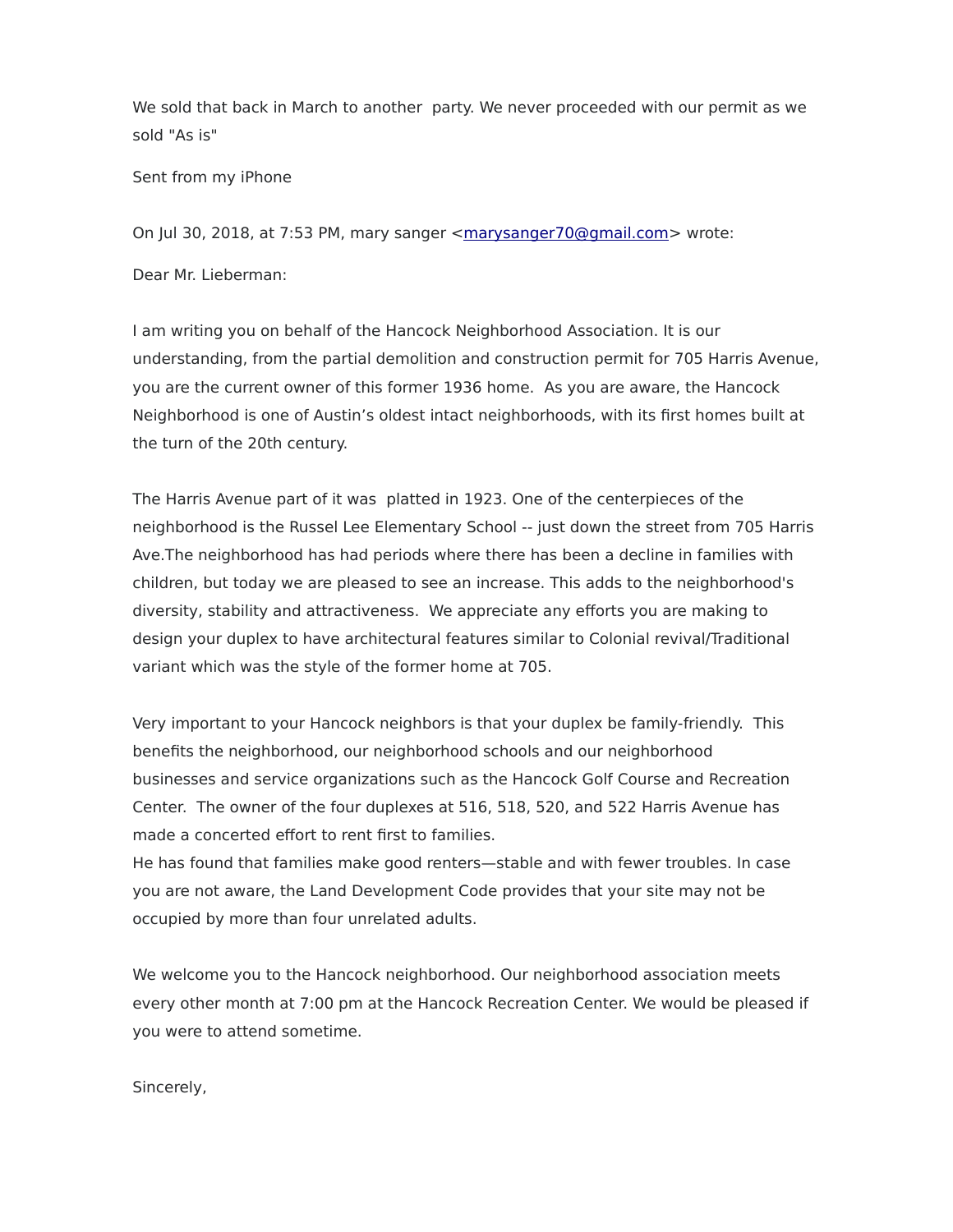We sold that back in March to another  party. We never proceeded with our permit as we sold "As is"

Sent from my iPhone

On Jul 30, 2018, at 7:53 PM, mary sanger <marysanger70@gmail.com> wrote:

Dear Mr. Lieberman:

I am writing you on behalf of the Hancock Neighborhood Association. It is our understanding, from the partial demolition and construction permit for 705 Harris Avenue, you are the current owner of this former 1936 home.  As you are aware, the Hancock Neighborhood is one of Austin's oldest intact neighborhoods, with its first homes built at the turn of the 20th century.

The Harris Avenue part of it was  platted in 1923. One of the centerpieces of the neighborhood is the Russel Lee Elementary School -- just down the street from 705 Harris Ave.The neighborhood has had periods where there has been a decline in families with children, but today we are pleased to see an increase. This adds to the neighborhood's diversity, stability and attractiveness.  We appreciate any efforts you are making to design your duplex to have architectural features similar to Colonial revival/Traditional variant which was the style of the former home at 705.

Very important to your Hancock neighbors is that your duplex be family-friendly.  This benefits the neighborhood, our neighborhood schools and our neighborhood businesses and service organizations such as the Hancock Golf Course and Recreation Center.  The owner of the four duplexes at 516, 518, 520, and 522 Harris Avenue has made a concerted effort to rent first to families.
He has found that families make good renters—stable and with fewer troubles. In case you are not aware, the Land Development Code provides that your site may not be occupied by more than four unrelated adults.

We welcome you to the Hancock neighborhood. Our neighborhood association meets every other month at 7:00 pm at the Hancock Recreation Center. We would be pleased if you were to attend sometime.

Sincerely,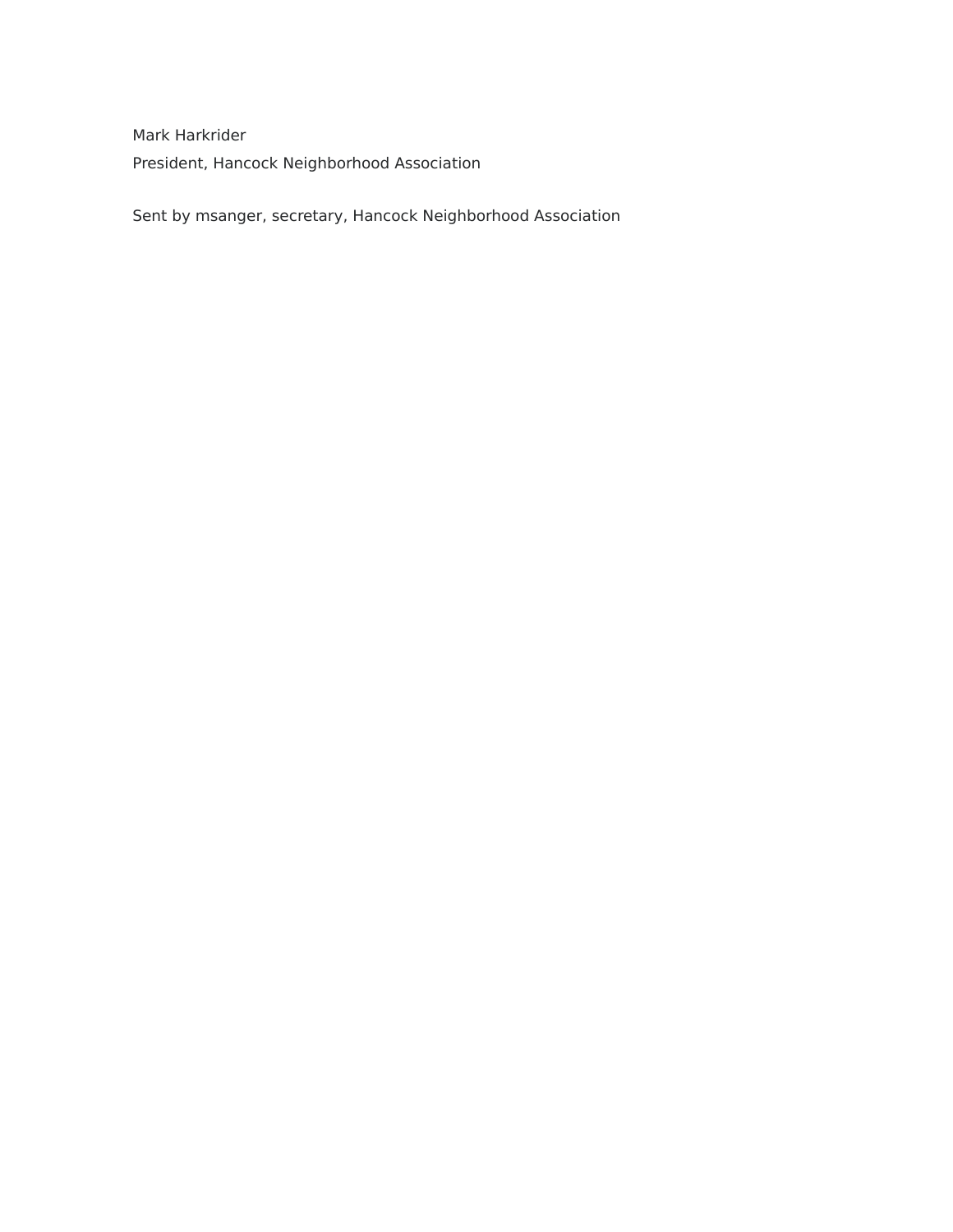Mark Harkrider

President, Hancock Neighborhood Association

Sent by msanger, secretary, Hancock Neighborhood Association